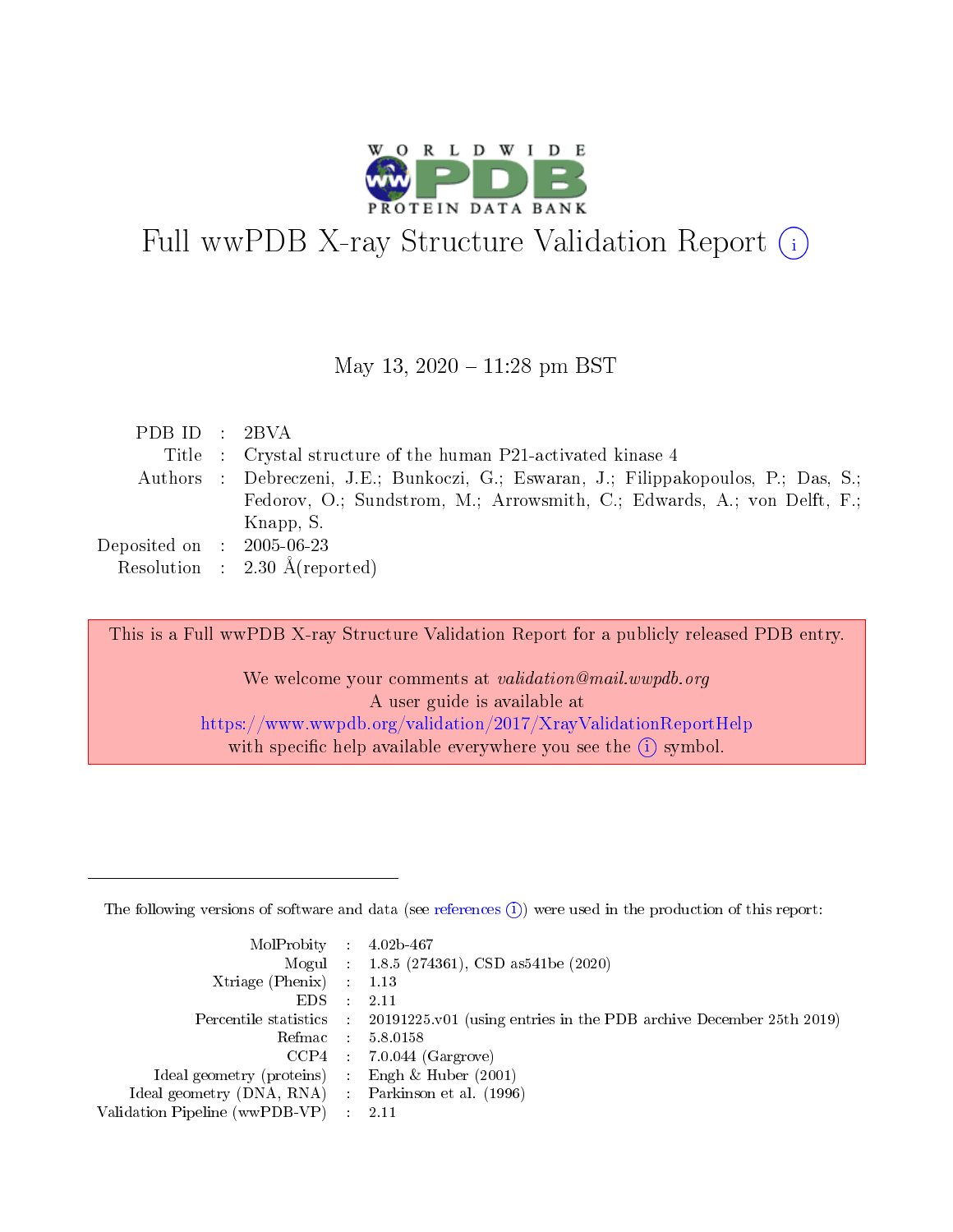# Full wwPDB X-ray Structure Validation Report (i)

May 13, 2020 – 11:28 pm BST

| | | |
|---|---|---|
| PDB ID | : | 2BVA |
| Title | : | Crystal structure of the human P21-activated kinase 4 |
| Authors | : | Debreczeni, J.E.; Bunkoczi, G.; Eswaran, J.; Filippakopoulos, P.; Das, S.; Fedorov, O.; Sundstrom, M.; Arrowsmith, C.; Edwards, A.; von Delft, F.; Knapp, S. |
| Deposited on | : | 2005-06-23 |
| Resolution | : | 2.30 Å(reported) |

This is a Full wwPDB X-ray Structure Validation Report for a publicly released PDB entry.

We welcome your comments at *validation@mail.wwpdb.org*
A user guide is available at
https://www.wwpdb.org/validation/2017/XrayValidationReportHelp
with specific help available everywhere you see the (i) symbol.

---

The following versions of software and data (see references (i)) were used in the production of this report:

| | | |
|---|---|---|
| MolProbity | : | 4.02b-467 |
| Mogul | : | 1.8.5 (274361), CSD as541be (2020) |
| Xtriage (Phenix) | : | 1.13 |
| EDS | : | 2.11 |
| Percentile statistics | : | 20191225.v01 (using entries in the PDB archive December 25th 2019) |
| Refmac | : | 5.8.0158 |
| CCP4 | : | 7.0.044 (Gargrove) |
| Ideal geometry (proteins) | : | Engh & Huber (2001) |
| Ideal geometry (DNA, RNA) | : | Parkinson et al. (1996) |
| Validation Pipeline (wwPDB-VP) | : | 2.11 |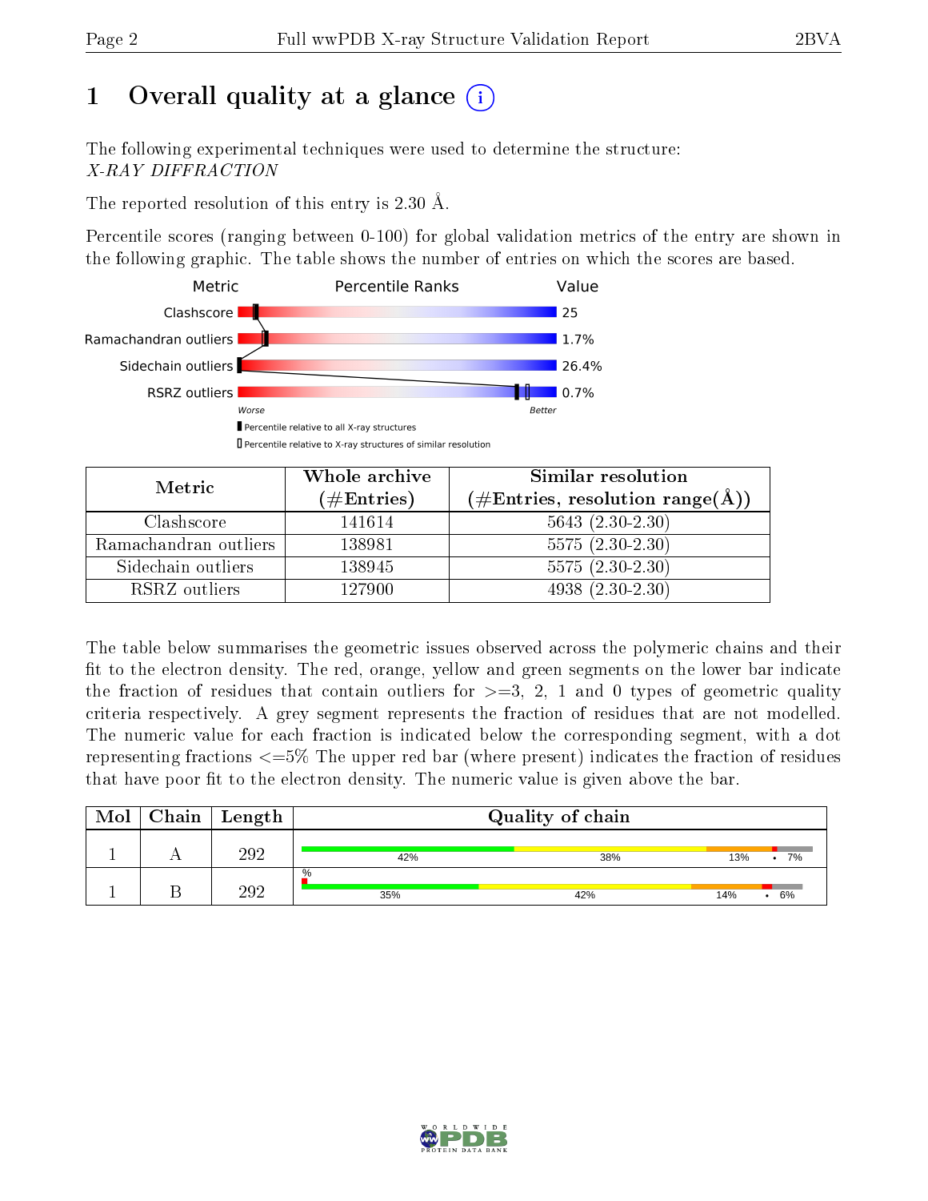# 1 Overall quality at a glance

The following experimental techniques were used to determine the structure:
*X-RAY DIFFRACTION*

The reported resolution of this entry is 2.30 Å.

Percentile scores (ranging between 0-100) for global validation metrics of the entry are shown in the following graphic. The table shows the number of entries on which the scores are based.

| Metric | Value |
|---|---|
| Clashscore | 25 |
| Ramachandran outliers | 1.7% |
| Sidechain outliers | 26.4% |
| RSRZ outliers | 0.7% |

Worse — Better

▮ Percentile relative to all X-ray structures
▯ Percentile relative to X-ray structures of similar resolution

| Metric | Whole archive (#Entries) | Similar resolution (#Entries, resolution range(Å)) |
|---|---|---|
| Clashscore | 141614 | 5643 (2.30-2.30) |
| Ramachandran outliers | 138981 | 5575 (2.30-2.30) |
| Sidechain outliers | 138945 | 5575 (2.30-2.30) |
| RSRZ outliers | 127900 | 4938 (2.30-2.30) |

The table below summarises the geometric issues observed across the polymeric chains and their fit to the electron density. The red, orange, yellow and green segments on the lower bar indicate the fraction of residues that contain outliers for >=3, 2, 1 and 0 types of geometric quality criteria respectively. A grey segment represents the fraction of residues that are not modelled. The numeric value for each fraction is indicated below the corresponding segment, with a dot representing fractions <=5% The upper red bar (where present) indicates the fraction of residues that have poor fit to the electron density. The numeric value is given above the bar.

| Mol | Chain | Length | Quality of chain |
|---|---|---|---|
| 1 | A | 292 | 42% / 38% / 13% / • / 7% |
| 1 | B | 292 | % (upper bar); 35% / 42% / 14% / • / 6% |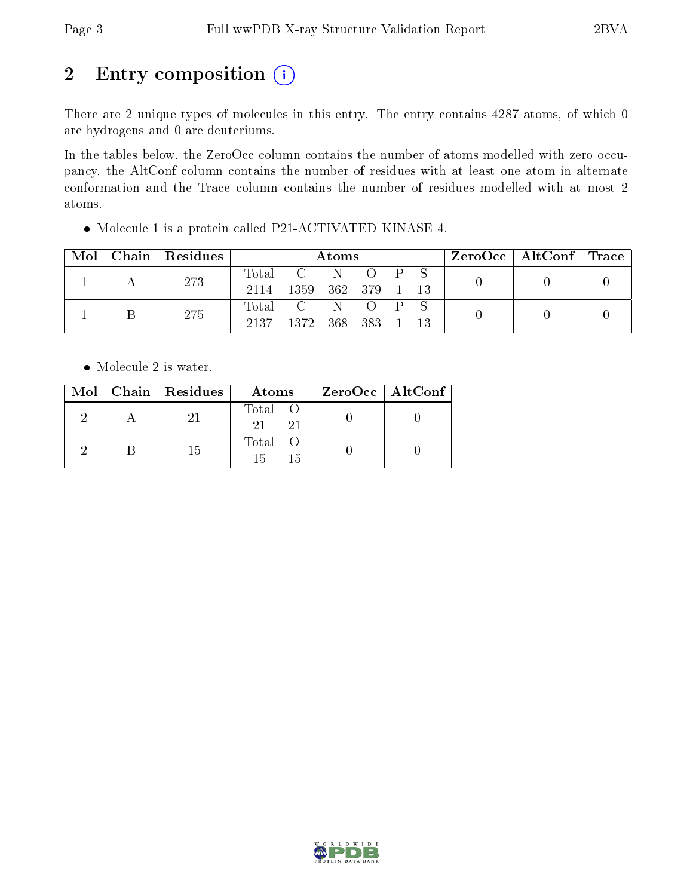# 2 Entry composition

There are 2 unique types of molecules in this entry. The entry contains 4287 atoms, of which 0 are hydrogens and 0 are deuteriums.

In the tables below, the ZeroOcc column contains the number of atoms modelled with zero occupancy, the AltConf column contains the number of residues with at least one atom in alternate conformation and the Trace column contains the number of residues modelled with at most 2 atoms.

- Molecule 1 is a protein called P21-ACTIVATED KINASE 4.

| Mol | Chain | Residues | Atoms | | | | | | ZeroOcc | AltConf | Trace |
|---|---|---|---|---|---|---|---|---|---|---|---|
| 1 | A | 273 | Total | C | N | O | P | S | 0 | 0 | 0 |
| | | | 2114 | 1359 | 362 | 379 | 1 | 13 | | | |
| 1 | B | 275 | Total | C | N | O | P | S | 0 | 0 | 0 |
| | | | 2137 | 1372 | 368 | 383 | 1 | 13 | | | |

- Molecule 2 is water.

| Mol | Chain | Residues | Atoms | | ZeroOcc | AltConf |
|---|---|---|---|---|---|---|
| 2 | A | 21 | Total | O | 0 | 0 |
| | | | 21 | 21 | | |
| 2 | B | 15 | Total | O | 0 | 0 |
| | | | 15 | 15 | | |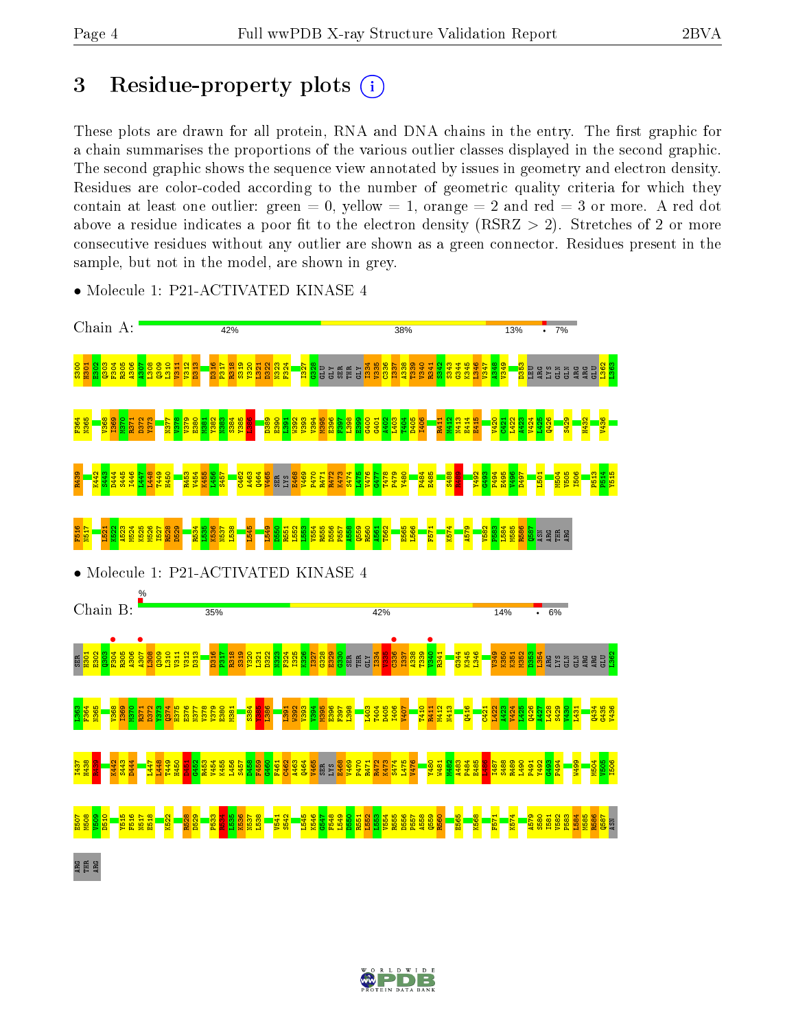# 3 Residue-property plots

These plots are drawn for all protein, RNA and DNA chains in the entry. The first graphic for a chain summarises the proportions of the various outlier classes displayed in the second graphic. The second graphic shows the sequence view annotated by issues in geometry and electron density. Residues are color-coded according to the number of geometric quality criteria for which they contain at least one outlier: green = 0, yellow = 1, orange = 2 and red = 3 or more. A red dot above a residue indicates a poor fit to the electron density (RSRZ > 2). Stretches of 2 or more consecutive residues without any outlier are shown as a green connector. Residues present in the sample, but not in the model, are shown in grey.

- Molecule 1: P21-ACTIVATED KINASE 4

Chain A: 42% | 38% | 13% | • | 7%

- Molecule 1: P21-ACTIVATED KINASE 4

Chain B: % | 35% | 42% | 14% | • | 6%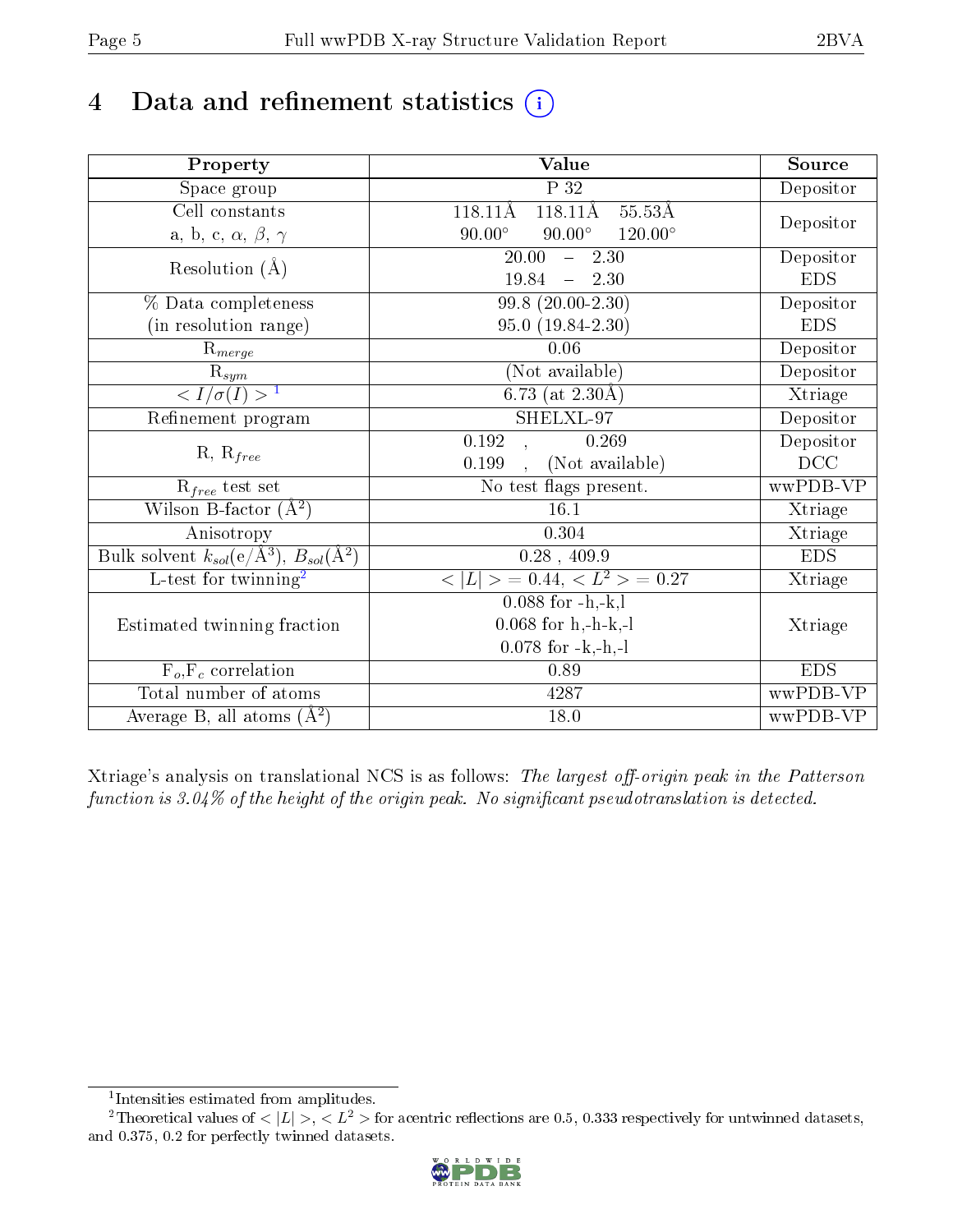# 4 Data and refinement statistics

| Property | Value | Source |
|---|---|---|
| Space group | P 32 | Depositor |
| Cell constants<br>a, b, c, $\alpha$, $\beta$, $\gamma$ | 118.11Å 118.11Å 55.53Å<br>90.00° 90.00° 120.00° | Depositor |
| Resolution (Å) | 20.00 – 2.30<br>19.84 – 2.30 | Depositor<br>EDS |
| % Data completeness<br>(in resolution range) | 99.8 (20.00-2.30)<br>95.0 (19.84-2.30) | Depositor<br>EDS |
| $R_{merge}$ | 0.06 | Depositor |
| $R_{sym}$ | (Not available) | Depositor |
| $< I/\sigma(I) >$ [1] | 6.73 (at 2.30Å) | Xtriage |
| Refinement program | SHELXL-97 | Depositor |
| R, $R_{free}$ | 0.192 , 0.269<br>0.199 , (Not available) | Depositor<br>DCC |
| $R_{free}$ test set | No test flags present. | wwPDB-VP |
| Wilson B-factor (Å$^2$) | 16.1 | Xtriage |
| Anisotropy | 0.304 | Xtriage |
| Bulk solvent $k_{sol}$(e/Å$^3$), $B_{sol}$(Å$^2$) | 0.28 , 409.9 | EDS |
| L-test for twinning[2] | $< \|L\| >$ = 0.44, $< L^2 >$ = 0.27 | Xtriage |
| Estimated twinning fraction | 0.088 for -h,-k,l<br>0.068 for h,-h-k,-l<br>0.078 for -k,-h,-l | Xtriage |
| $F_o$,$F_c$ correlation | 0.89 | EDS |
| Total number of atoms | 4287 | wwPDB-VP |
| Average B, all atoms (Å$^2$) | 18.0 | wwPDB-VP |

Xtriage's analysis on translational NCS is as follows: *The largest off-origin peak in the Patterson function is 3.04% of the height of the origin peak. No significant pseudotranslation is detected.*

[1] Intensities estimated from amplitudes.

[2] Theoretical values of $< |L| >$, $< L^2 >$ for acentric reflections are 0.5, 0.333 respectively for untwinned datasets, and 0.375, 0.2 for perfectly twinned datasets.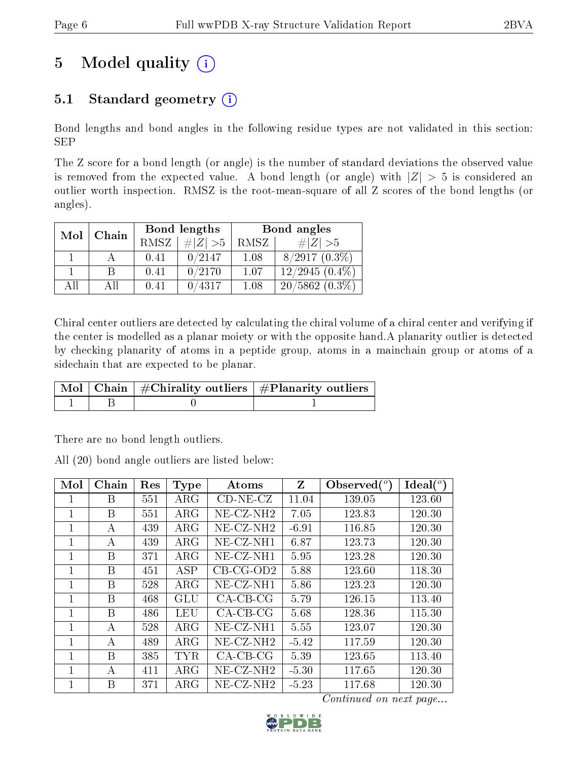# 5 Model quality (i)

## 5.1 Standard geometry (i)

Bond lengths and bond angles in the following residue types are not validated in this section: SEP

The Z score for a bond length (or angle) is the number of standard deviations the observed value is removed from the expected value. A bond length (or angle) with $|Z| > 5$ is considered an outlier worth inspection. RMSZ is the root-mean-square of all Z scores of the bond lengths (or angles).

| Mol | Chain | Bond lengths | | Bond angles | |
|---|---|---|---|---|---|
| | | RMSZ | #$\|Z\|$ >5 | RMSZ | #$\|Z\|$ >5 |
| 1 | A | 0.41 | 0/2147 | 1.08 | 8/2917 (0.3%) |
| 1 | B | 0.41 | 0/2170 | 1.07 | 12/2945 (0.4%) |
| All | All | 0.41 | 0/4317 | 1.08 | 20/5862 (0.3%) |

Chiral center outliers are detected by calculating the chiral volume of a chiral center and verifying if the center is modelled as a planar moiety or with the opposite hand.A planarity outlier is detected by checking planarity of atoms in a peptide group, atoms in a mainchain group or atoms of a sidechain that are expected to be planar.

| Mol | Chain | #Chirality outliers | #Planarity outliers |
|---|---|---|---|
| 1 | B | 0 | 1 |

There are no bond length outliers.

All (20) bond angle outliers are listed below:

| Mol | Chain | Res | Type | Atoms | Z | Observed(°) | Ideal(°) |
|---|---|---|---|---|---|---|---|
| 1 | B | 551 | ARG | CD-NE-CZ | 11.04 | 139.05 | 123.60 |
| 1 | B | 551 | ARG | NE-CZ-NH2 | 7.05 | 123.83 | 120.30 |
| 1 | A | 439 | ARG | NE-CZ-NH2 | -6.91 | 116.85 | 120.30 |
| 1 | A | 439 | ARG | NE-CZ-NH1 | 6.87 | 123.73 | 120.30 |
| 1 | B | 371 | ARG | NE-CZ-NH1 | 5.95 | 123.28 | 120.30 |
| 1 | B | 451 | ASP | CB-CG-OD2 | 5.88 | 123.60 | 118.30 |
| 1 | B | 528 | ARG | NE-CZ-NH1 | 5.86 | 123.23 | 120.30 |
| 1 | B | 468 | GLU | CA-CB-CG | 5.79 | 126.15 | 113.40 |
| 1 | B | 486 | LEU | CA-CB-CG | 5.68 | 128.36 | 115.30 |
| 1 | A | 528 | ARG | NE-CZ-NH1 | 5.55 | 123.07 | 120.30 |
| 1 | A | 489 | ARG | NE-CZ-NH2 | -5.42 | 117.59 | 120.30 |
| 1 | B | 385 | TYR | CA-CB-CG | 5.39 | 123.65 | 113.40 |
| 1 | A | 411 | ARG | NE-CZ-NH2 | -5.30 | 117.65 | 120.30 |
| 1 | B | 371 | ARG | NE-CZ-NH2 | -5.23 | 117.68 | 120.30 |

*Continued on next page...*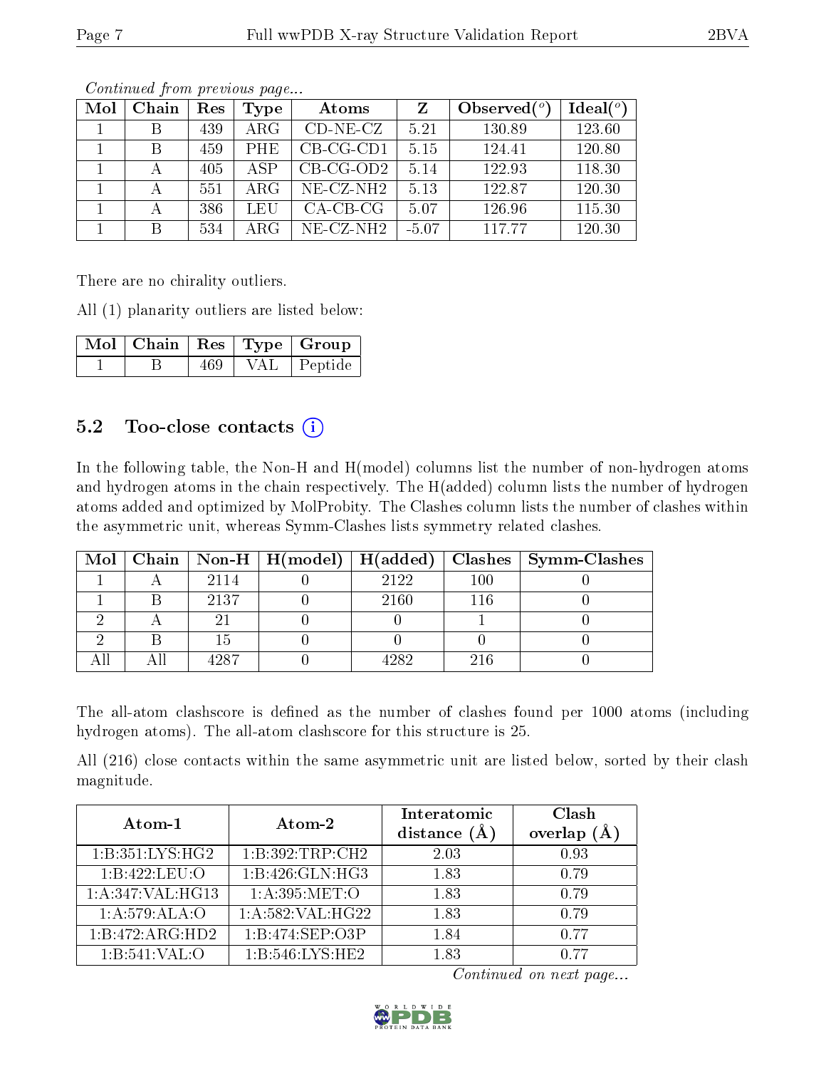*Continued from previous page...*

| Mol | Chain | Res | Type | Atoms | Z | Observed(°) | Ideal(°) |
|---|---|---|---|---|---|---|---|
| 1 | B | 439 | ARG | CD-NE-CZ | 5.21 | 130.89 | 123.60 |
| 1 | B | 459 | PHE | CB-CG-CD1 | 5.15 | 124.41 | 120.80 |
| 1 | A | 405 | ASP | CB-CG-OD2 | 5.14 | 122.93 | 118.30 |
| 1 | A | 551 | ARG | NE-CZ-NH2 | 5.13 | 122.87 | 120.30 |
| 1 | A | 386 | LEU | CA-CB-CG | 5.07 | 126.96 | 115.30 |
| 1 | B | 534 | ARG | NE-CZ-NH2 | -5.07 | 117.77 | 120.30 |

There are no chirality outliers.

All (1) planarity outliers are listed below:

| Mol | Chain | Res | Type | Group |
|---|---|---|---|---|
| 1 | B | 469 | VAL | Peptide |

## 5.2 Too-close contacts

In the following table, the Non-H and H(model) columns list the number of non-hydrogen atoms and hydrogen atoms in the chain respectively. The H(added) column lists the number of hydrogen atoms added and optimized by MolProbity. The Clashes column lists the number of clashes within the asymmetric unit, whereas Symm-Clashes lists symmetry related clashes.

| Mol | Chain | Non-H | H(model) | H(added) | Clashes | Symm-Clashes |
|---|---|---|---|---|---|---|
| 1 | A | 2114 | 0 | 2122 | 100 | 0 |
| 1 | B | 2137 | 0 | 2160 | 116 | 0 |
| 2 | A | 21 | 0 | 0 | 1 | 0 |
| 2 | B | 15 | 0 | 0 | 0 | 0 |
| All | All | 4287 | 0 | 4282 | 216 | 0 |

The all-atom clashscore is defined as the number of clashes found per 1000 atoms (including hydrogen atoms). The all-atom clashscore for this structure is 25.

All (216) close contacts within the same asymmetric unit are listed below, sorted by their clash magnitude.

| Atom-1 | Atom-2 | Interatomic distance (Å) | Clash overlap (Å) |
|---|---|---|---|
| 1:B:351:LYS:HG2 | 1:B:392:TRP:CH2 | 2.03 | 0.93 |
| 1:B:422:LEU:O | 1:B:426:GLN:HG3 | 1.83 | 0.79 |
| 1:A:347:VAL:HG13 | 1:A:395:MET:O | 1.83 | 0.79 |
| 1:A:579:ALA:O | 1:A:582:VAL:HG22 | 1.83 | 0.79 |
| 1:B:472:ARG:HD2 | 1:B:474:SEP:O3P | 1.84 | 0.77 |
| 1:B:541:VAL:O | 1:B:546:LYS:HE2 | 1.83 | 0.77 |

*Continued on next page...*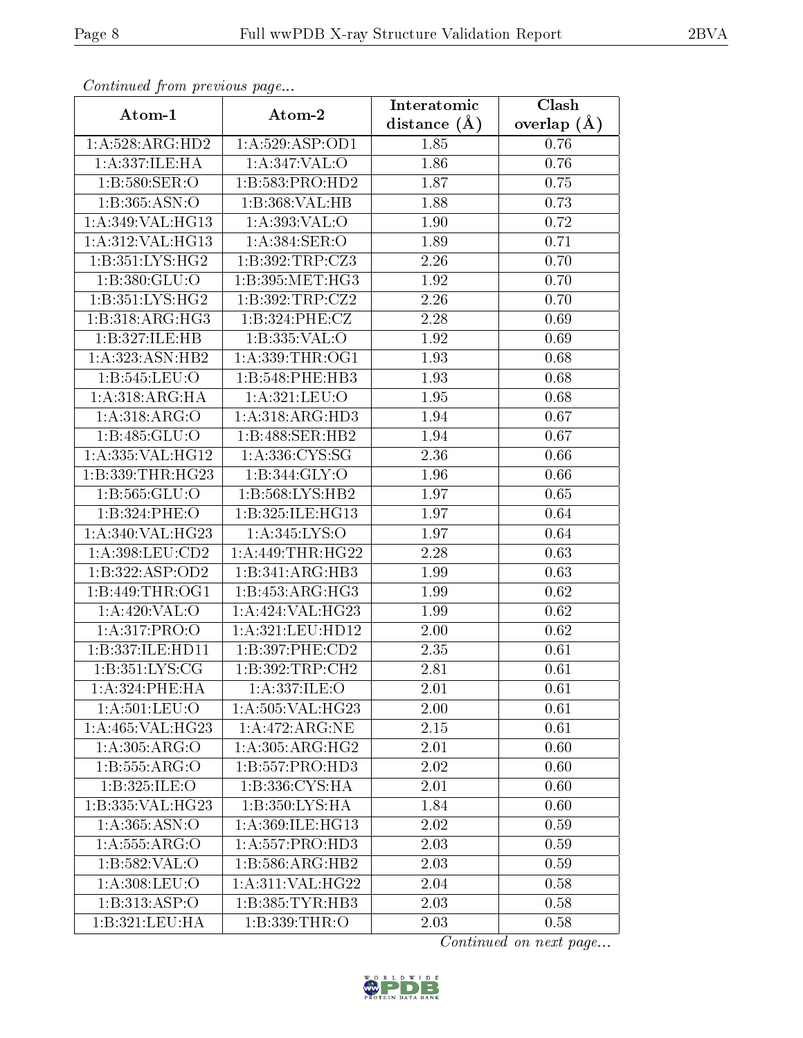*Continued from previous page...*

| Atom-1 | Atom-2 | Interatomic distance (Å) | Clash overlap (Å) |
| --- | --- | --- | --- |
| 1:A:528:ARG:HD2 | 1:A:529:ASP:OD1 | 1.85 | 0.76 |
| 1:A:337:ILE:HA | 1:A:347:VAL:O | 1.86 | 0.76 |
| 1:B:580:SER:O | 1:B:583:PRO:HD2 | 1.87 | 0.75 |
| 1:B:365:ASN:O | 1:B:368:VAL:HB | 1.88 | 0.73 |
| 1:A:349:VAL:HG13 | 1:A:393:VAL:O | 1.90 | 0.72 |
| 1:A:312:VAL:HG13 | 1:A:384:SER:O | 1.89 | 0.71 |
| 1:B:351:LYS:HG2 | 1:B:392:TRP:CZ3 | 2.26 | 0.70 |
| 1:B:380:GLU:O | 1:B:395:MET:HG3 | 1.92 | 0.70 |
| 1:B:351:LYS:HG2 | 1:B:392:TRP:CZ2 | 2.26 | 0.70 |
| 1:B:318:ARG:HG3 | 1:B:324:PHE:CZ | 2.28 | 0.69 |
| 1:B:327:ILE:HB | 1:B:335:VAL:O | 1.92 | 0.69 |
| 1:A:323:ASN:HB2 | 1:A:339:THR:OG1 | 1.93 | 0.68 |
| 1:B:545:LEU:O | 1:B:548:PHE:HB3 | 1.93 | 0.68 |
| 1:A:318:ARG:HA | 1:A:321:LEU:O | 1.95 | 0.68 |
| 1:A:318:ARG:O | 1:A:318:ARG:HD3 | 1.94 | 0.67 |
| 1:B:485:GLU:O | 1:B:488:SER:HB2 | 1.94 | 0.67 |
| 1:A:335:VAL:HG12 | 1:A:336:CYS:SG | 2.36 | 0.66 |
| 1:B:339:THR:HG23 | 1:B:344:GLY:O | 1.96 | 0.66 |
| 1:B:565:GLU:O | 1:B:568:LYS:HB2 | 1.97 | 0.65 |
| 1:B:324:PHE:O | 1:B:325:ILE:HG13 | 1.97 | 0.64 |
| 1:A:340:VAL:HG23 | 1:A:345:LYS:O | 1.97 | 0.64 |
| 1:A:398:LEU:CD2 | 1:A:449:THR:HG22 | 2.28 | 0.63 |
| 1:B:322:ASP:OD2 | 1:B:341:ARG:HB3 | 1.99 | 0.63 |
| 1:B:449:THR:OG1 | 1:B:453:ARG:HG3 | 1.99 | 0.62 |
| 1:A:420:VAL:O | 1:A:424:VAL:HG23 | 1.99 | 0.62 |
| 1:A:317:PRO:O | 1:A:321:LEU:HD12 | 2.00 | 0.62 |
| 1:B:337:ILE:HD11 | 1:B:397:PHE:CD2 | 2.35 | 0.61 |
| 1:B:351:LYS:CG | 1:B:392:TRP:CH2 | 2.81 | 0.61 |
| 1:A:324:PHE:HA | 1:A:337:ILE:O | 2.01 | 0.61 |
| 1:A:501:LEU:O | 1:A:505:VAL:HG23 | 2.00 | 0.61 |
| 1:A:465:VAL:HG23 | 1:A:472:ARG:NE | 2.15 | 0.61 |
| 1:A:305:ARG:O | 1:A:305:ARG:HG2 | 2.01 | 0.60 |
| 1:B:555:ARG:O | 1:B:557:PRO:HD3 | 2.02 | 0.60 |
| 1:B:325:ILE:O | 1:B:336:CYS:HA | 2.01 | 0.60 |
| 1:B:335:VAL:HG23 | 1:B:350:LYS:HA | 1.84 | 0.60 |
| 1:A:365:ASN:O | 1:A:369:ILE:HG13 | 2.02 | 0.59 |
| 1:A:555:ARG:O | 1:A:557:PRO:HD3 | 2.03 | 0.59 |
| 1:B:582:VAL:O | 1:B:586:ARG:HB2 | 2.03 | 0.59 |
| 1:A:308:LEU:O | 1:A:311:VAL:HG22 | 2.04 | 0.58 |
| 1:B:313:ASP:O | 1:B:385:TYR:HB3 | 2.03 | 0.58 |
| 1:B:321:LEU:HA | 1:B:339:THR:O | 2.03 | 0.58 |

*Continued on next page...*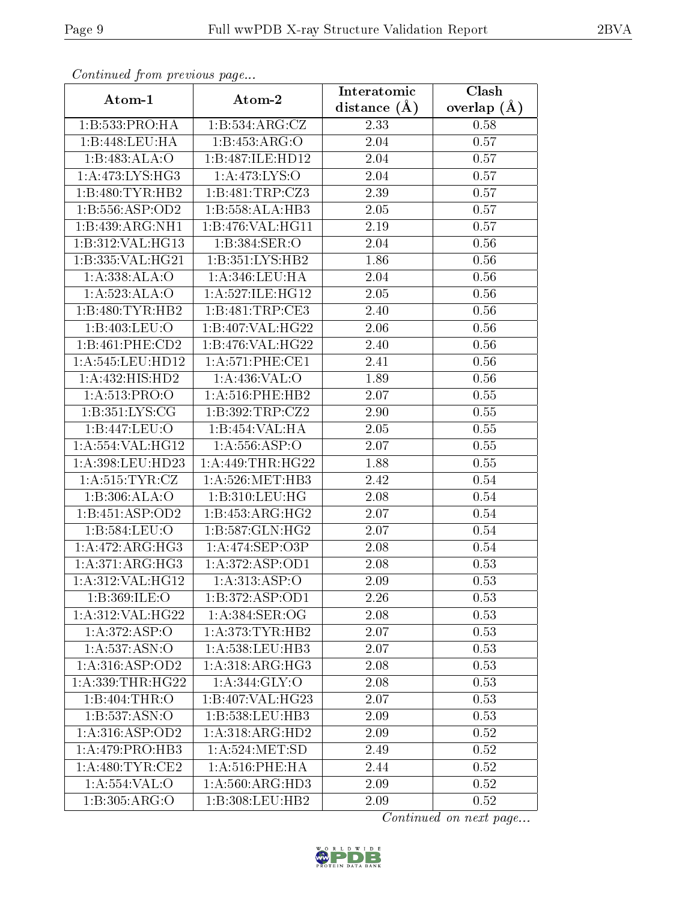*Continued from previous page...*

| Atom-1 | Atom-2 | Interatomic distance (Å) | Clash overlap (Å) |
|---|---|---|---|
| 1:B:533:PRO:HA | 1:B:534:ARG:CZ | 2.33 | 0.58 |
| 1:B:448:LEU:HA | 1:B:453:ARG:O | 2.04 | 0.57 |
| 1:B:483:ALA:O | 1:B:487:ILE:HD12 | 2.04 | 0.57 |
| 1:A:473:LYS:HG3 | 1:A:473:LYS:O | 2.04 | 0.57 |
| 1:B:480:TYR:HB2 | 1:B:481:TRP:CZ3 | 2.39 | 0.57 |
| 1:B:556:ASP:OD2 | 1:B:558:ALA:HB3 | 2.05 | 0.57 |
| 1:B:439:ARG:NH1 | 1:B:476:VAL:HG11 | 2.19 | 0.57 |
| 1:B:312:VAL:HG13 | 1:B:384:SER:O | 2.04 | 0.56 |
| 1:B:335:VAL:HG21 | 1:B:351:LYS:HB2 | 1.86 | 0.56 |
| 1:A:338:ALA:O | 1:A:346:LEU:HA | 2.04 | 0.56 |
| 1:A:523:ALA:O | 1:A:527:ILE:HG12 | 2.05 | 0.56 |
| 1:B:480:TYR:HB2 | 1:B:481:TRP:CE3 | 2.40 | 0.56 |
| 1:B:403:LEU:O | 1:B:407:VAL:HG22 | 2.06 | 0.56 |
| 1:B:461:PHE:CD2 | 1:B:476:VAL:HG22 | 2.40 | 0.56 |
| 1:A:545:LEU:HD12 | 1:A:571:PHE:CE1 | 2.41 | 0.56 |
| 1:A:432:HIS:HD2 | 1:A:436:VAL:O | 1.89 | 0.56 |
| 1:A:513:PRO:O | 1:A:516:PHE:HB2 | 2.07 | 0.55 |
| 1:B:351:LYS:CG | 1:B:392:TRP:CZ2 | 2.90 | 0.55 |
| 1:B:447:LEU:O | 1:B:454:VAL:HA | 2.05 | 0.55 |
| 1:A:554:VAL:HG12 | 1:A:556:ASP:O | 2.07 | 0.55 |
| 1:A:398:LEU:HD23 | 1:A:449:THR:HG22 | 1.88 | 0.55 |
| 1:A:515:TYR:CZ | 1:A:526:MET:HB3 | 2.42 | 0.54 |
| 1:B:306:ALA:O | 1:B:310:LEU:HG | 2.08 | 0.54 |
| 1:B:451:ASP:OD2 | 1:B:453:ARG:HG2 | 2.07 | 0.54 |
| 1:B:584:LEU:O | 1:B:587:GLN:HG2 | 2.07 | 0.54 |
| 1:A:472:ARG:HG3 | 1:A:474:SEP:O3P | 2.08 | 0.54 |
| 1:A:371:ARG:HG3 | 1:A:372:ASP:OD1 | 2.08 | 0.53 |
| 1:A:312:VAL:HG12 | 1:A:313:ASP:O | 2.09 | 0.53 |
| 1:B:369:ILE:O | 1:B:372:ASP:OD1 | 2.26 | 0.53 |
| 1:A:312:VAL:HG22 | 1:A:384:SER:OG | 2.08 | 0.53 |
| 1:A:372:ASP:O | 1:A:373:TYR:HB2 | 2.07 | 0.53 |
| 1:A:537:ASN:O | 1:A:538:LEU:HB3 | 2.07 | 0.53 |
| 1:A:316:ASP:OD2 | 1:A:318:ARG:HG3 | 2.08 | 0.53 |
| 1:A:339:THR:HG22 | 1:A:344:GLY:O | 2.08 | 0.53 |
| 1:B:404:THR:O | 1:B:407:VAL:HG23 | 2.07 | 0.53 |
| 1:B:537:ASN:O | 1:B:538:LEU:HB3 | 2.09 | 0.53 |
| 1:A:316:ASP:OD2 | 1:A:318:ARG:HD2 | 2.09 | 0.52 |
| 1:A:479:PRO:HB3 | 1:A:524:MET:SD | 2.49 | 0.52 |
| 1:A:480:TYR:CE2 | 1:A:516:PHE:HA | 2.44 | 0.52 |
| 1:A:554:VAL:O | 1:A:560:ARG:HD3 | 2.09 | 0.52 |
| 1:B:305:ARG:O | 1:B:308:LEU:HB2 | 2.09 | 0.52 |

*Continued on next page...*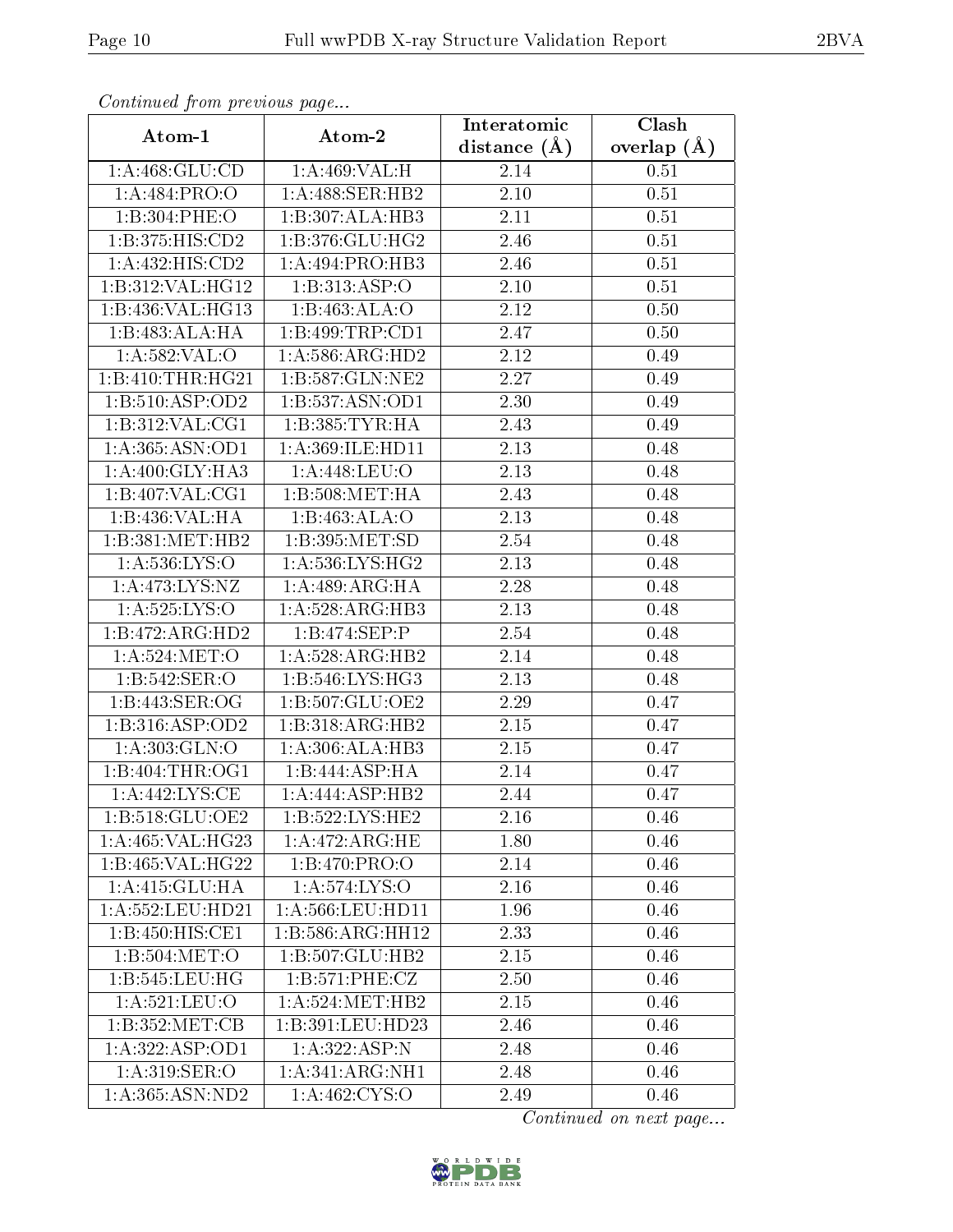*Continued from previous page...*

| Atom-1 | Atom-2 | Interatomic distance (Å) | Clash overlap (Å) |
|---|---|---|---|
| 1:A:468:GLU:CD | 1:A:469:VAL:H | 2.14 | 0.51 |
| 1:A:484:PRO:O | 1:A:488:SER:HB2 | 2.10 | 0.51 |
| 1:B:304:PHE:O | 1:B:307:ALA:HB3 | 2.11 | 0.51 |
| 1:B:375:HIS:CD2 | 1:B:376:GLU:HG2 | 2.46 | 0.51 |
| 1:A:432:HIS:CD2 | 1:A:494:PRO:HB3 | 2.46 | 0.51 |
| 1:B:312:VAL:HG12 | 1:B:313:ASP:O | 2.10 | 0.51 |
| 1:B:436:VAL:HG13 | 1:B:463:ALA:O | 2.12 | 0.50 |
| 1:B:483:ALA:HA | 1:B:499:TRP:CD1 | 2.47 | 0.50 |
| 1:A:582:VAL:O | 1:A:586:ARG:HD2 | 2.12 | 0.49 |
| 1:B:410:THR:HG21 | 1:B:587:GLN:NE2 | 2.27 | 0.49 |
| 1:B:510:ASP:OD2 | 1:B:537:ASN:OD1 | 2.30 | 0.49 |
| 1:B:312:VAL:CG1 | 1:B:385:TYR:HA | 2.43 | 0.49 |
| 1:A:365:ASN:OD1 | 1:A:369:ILE:HD11 | 2.13 | 0.48 |
| 1:A:400:GLY:HA3 | 1:A:448:LEU:O | 2.13 | 0.48 |
| 1:B:407:VAL:CG1 | 1:B:508:MET:HA | 2.43 | 0.48 |
| 1:B:436:VAL:HA | 1:B:463:ALA:O | 2.13 | 0.48 |
| 1:B:381:MET:HB2 | 1:B:395:MET:SD | 2.54 | 0.48 |
| 1:A:536:LYS:O | 1:A:536:LYS:HG2 | 2.13 | 0.48 |
| 1:A:473:LYS:NZ | 1:A:489:ARG:HA | 2.28 | 0.48 |
| 1:A:525:LYS:O | 1:A:528:ARG:HB3 | 2.13 | 0.48 |
| 1:B:472:ARG:HD2 | 1:B:474:SEP:P | 2.54 | 0.48 |
| 1:A:524:MET:O | 1:A:528:ARG:HB2 | 2.14 | 0.48 |
| 1:B:542:SER:O | 1:B:546:LYS:HG3 | 2.13 | 0.48 |
| 1:B:443:SER:OG | 1:B:507:GLU:OE2 | 2.29 | 0.47 |
| 1:B:316:ASP:OD2 | 1:B:318:ARG:HB2 | 2.15 | 0.47 |
| 1:A:303:GLN:O | 1:A:306:ALA:HB3 | 2.15 | 0.47 |
| 1:B:404:THR:OG1 | 1:B:444:ASP:HA | 2.14 | 0.47 |
| 1:A:442:LYS:CE | 1:A:444:ASP:HB2 | 2.44 | 0.47 |
| 1:B:518:GLU:OE2 | 1:B:522:LYS:HE2 | 2.16 | 0.46 |
| 1:A:465:VAL:HG23 | 1:A:472:ARG:HE | 1.80 | 0.46 |
| 1:B:465:VAL:HG22 | 1:B:470:PRO:O | 2.14 | 0.46 |
| 1:A:415:GLU:HA | 1:A:574:LYS:O | 2.16 | 0.46 |
| 1:A:552:LEU:HD21 | 1:A:566:LEU:HD11 | 1.96 | 0.46 |
| 1:B:450:HIS:CE1 | 1:B:586:ARG:HH12 | 2.33 | 0.46 |
| 1:B:504:MET:O | 1:B:507:GLU:HB2 | 2.15 | 0.46 |
| 1:B:545:LEU:HG | 1:B:571:PHE:CZ | 2.50 | 0.46 |
| 1:A:521:LEU:O | 1:A:524:MET:HB2 | 2.15 | 0.46 |
| 1:B:352:MET:CB | 1:B:391:LEU:HD23 | 2.46 | 0.46 |
| 1:A:322:ASP:OD1 | 1:A:322:ASP:N | 2.48 | 0.46 |
| 1:A:319:SER:O | 1:A:341:ARG:NH1 | 2.48 | 0.46 |
| 1:A:365:ASN:ND2 | 1:A:462:CYS:O | 2.49 | 0.46 |

*Continued on next page...*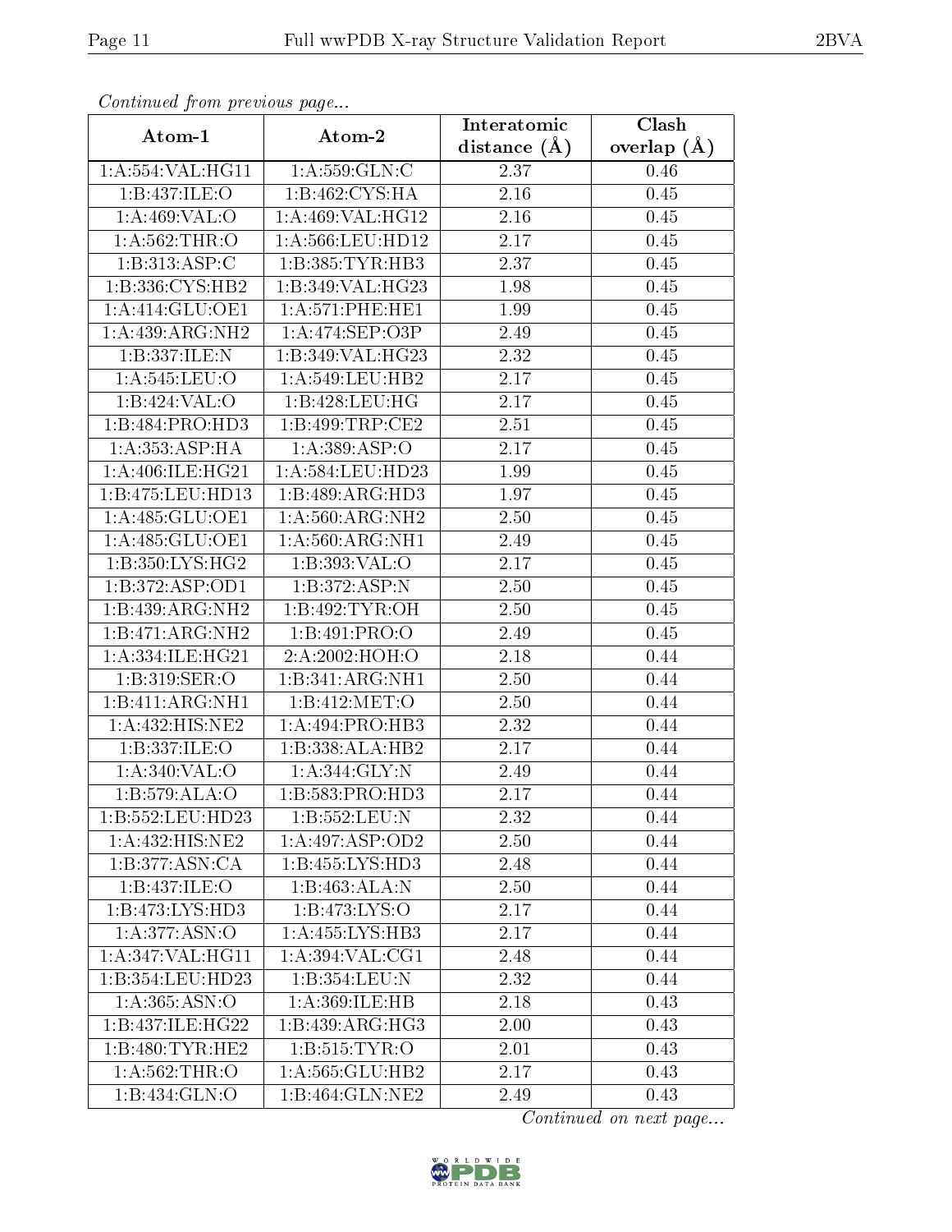*Continued from previous page...*

| Atom-1 | Atom-2 | Interatomic distance (Å) | Clash overlap (Å) |
|---|---|---|---|
| 1:A:554:VAL:HG11 | 1:A:559:GLN:C | 2.37 | 0.46 |
| 1:B:437:ILE:O | 1:B:462:CYS:HA | 2.16 | 0.45 |
| 1:A:469:VAL:O | 1:A:469:VAL:HG12 | 2.16 | 0.45 |
| 1:A:562:THR:O | 1:A:566:LEU:HD12 | 2.17 | 0.45 |
| 1:B:313:ASP:C | 1:B:385:TYR:HB3 | 2.37 | 0.45 |
| 1:B:336:CYS:HB2 | 1:B:349:VAL:HG23 | 1.98 | 0.45 |
| 1:A:414:GLU:OE1 | 1:A:571:PHE:HE1 | 1.99 | 0.45 |
| 1:A:439:ARG:NH2 | 1:A:474:SEP:O3P | 2.49 | 0.45 |
| 1:B:337:ILE:N | 1:B:349:VAL:HG23 | 2.32 | 0.45 |
| 1:A:545:LEU:O | 1:A:549:LEU:HB2 | 2.17 | 0.45 |
| 1:B:424:VAL:O | 1:B:428:LEU:HG | 2.17 | 0.45 |
| 1:B:484:PRO:HD3 | 1:B:499:TRP:CE2 | 2.51 | 0.45 |
| 1:A:353:ASP:HA | 1:A:389:ASP:O | 2.17 | 0.45 |
| 1:A:406:ILE:HG21 | 1:A:584:LEU:HD23 | 1.99 | 0.45 |
| 1:B:475:LEU:HD13 | 1:B:489:ARG:HD3 | 1.97 | 0.45 |
| 1:A:485:GLU:OE1 | 1:A:560:ARG:NH2 | 2.50 | 0.45 |
| 1:A:485:GLU:OE1 | 1:A:560:ARG:NH1 | 2.49 | 0.45 |
| 1:B:350:LYS:HG2 | 1:B:393:VAL:O | 2.17 | 0.45 |
| 1:B:372:ASP:OD1 | 1:B:372:ASP:N | 2.50 | 0.45 |
| 1:B:439:ARG:NH2 | 1:B:492:TYR:OH | 2.50 | 0.45 |
| 1:B:471:ARG:NH2 | 1:B:491:PRO:O | 2.49 | 0.45 |
| 1:A:334:ILE:HG21 | 2:A:2002:HOH:O | 2.18 | 0.44 |
| 1:B:319:SER:O | 1:B:341:ARG:NH1 | 2.50 | 0.44 |
| 1:B:411:ARG:NH1 | 1:B:412:MET:O | 2.50 | 0.44 |
| 1:A:432:HIS:NE2 | 1:A:494:PRO:HB3 | 2.32 | 0.44 |
| 1:B:337:ILE:O | 1:B:338:ALA:HB2 | 2.17 | 0.44 |
| 1:A:340:VAL:O | 1:A:344:GLY:N | 2.49 | 0.44 |
| 1:B:579:ALA:O | 1:B:583:PRO:HD3 | 2.17 | 0.44 |
| 1:B:552:LEU:HD23 | 1:B:552:LEU:N | 2.32 | 0.44 |
| 1:A:432:HIS:NE2 | 1:A:497:ASP:OD2 | 2.50 | 0.44 |
| 1:B:377:ASN:CA | 1:B:455:LYS:HD3 | 2.48 | 0.44 |
| 1:B:437:ILE:O | 1:B:463:ALA:N | 2.50 | 0.44 |
| 1:B:473:LYS:HD3 | 1:B:473:LYS:O | 2.17 | 0.44 |
| 1:A:377:ASN:O | 1:A:455:LYS:HB3 | 2.17 | 0.44 |
| 1:A:347:VAL:HG11 | 1:A:394:VAL:CG1 | 2.48 | 0.44 |
| 1:B:354:LEU:HD23 | 1:B:354:LEU:N | 2.32 | 0.44 |
| 1:A:365:ASN:O | 1:A:369:ILE:HB | 2.18 | 0.43 |
| 1:B:437:ILE:HG22 | 1:B:439:ARG:HG3 | 2.00 | 0.43 |
| 1:B:480:TYR:HE2 | 1:B:515:TYR:O | 2.01 | 0.43 |
| 1:A:562:THR:O | 1:A:565:GLU:HB2 | 2.17 | 0.43 |
| 1:B:434:GLN:O | 1:B:464:GLN:NE2 | 2.49 | 0.43 |

*Continued on next page...*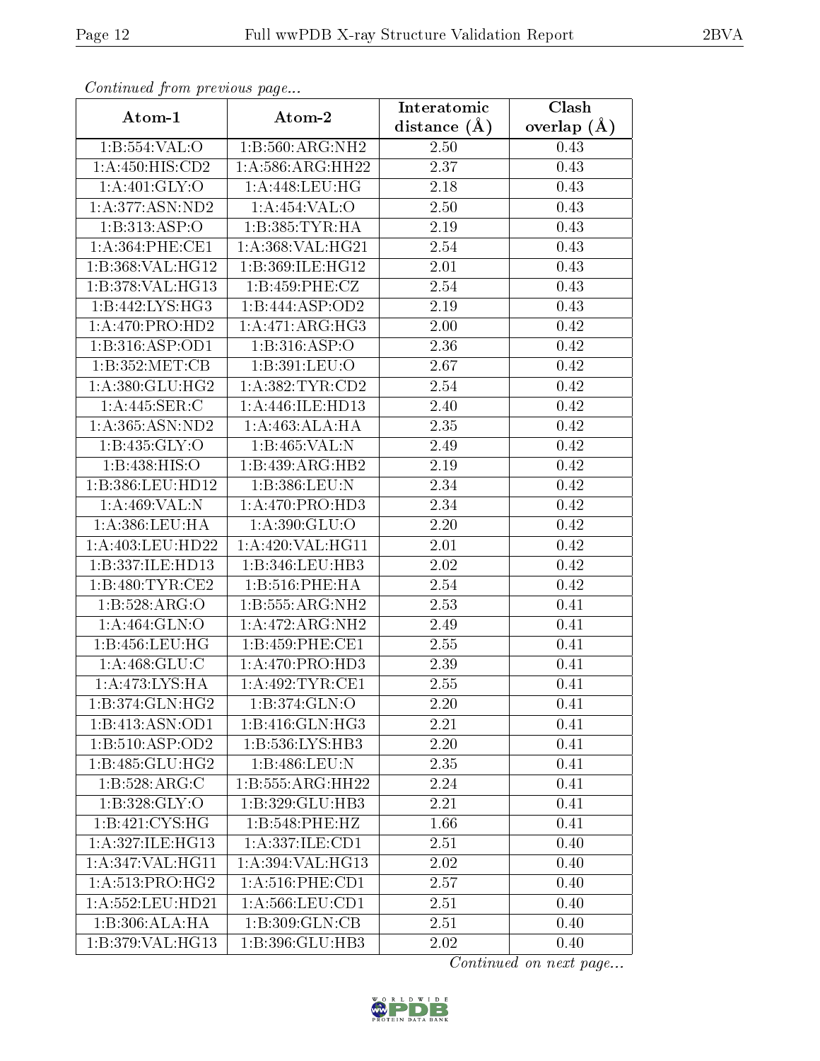*Continued from previous page...*

| Atom-1 | Atom-2 | Interatomic distance (Å) | Clash overlap (Å) |
|---|---|---|---|
| 1:B:554:VAL:O | 1:B:560:ARG:NH2 | 2.50 | 0.43 |
| 1:A:450:HIS:CD2 | 1:A:586:ARG:HH22 | 2.37 | 0.43 |
| 1:A:401:GLY:O | 1:A:448:LEU:HG | 2.18 | 0.43 |
| 1:A:377:ASN:ND2 | 1:A:454:VAL:O | 2.50 | 0.43 |
| 1:B:313:ASP:O | 1:B:385:TYR:HA | 2.19 | 0.43 |
| 1:A:364:PHE:CE1 | 1:A:368:VAL:HG21 | 2.54 | 0.43 |
| 1:B:368:VAL:HG12 | 1:B:369:ILE:HG12 | 2.01 | 0.43 |
| 1:B:378:VAL:HG13 | 1:B:459:PHE:CZ | 2.54 | 0.43 |
| 1:B:442:LYS:HG3 | 1:B:444:ASP:OD2 | 2.19 | 0.43 |
| 1:A:470:PRO:HD2 | 1:A:471:ARG:HG3 | 2.00 | 0.42 |
| 1:B:316:ASP:OD1 | 1:B:316:ASP:O | 2.36 | 0.42 |
| 1:B:352:MET:CB | 1:B:391:LEU:O | 2.67 | 0.42 |
| 1:A:380:GLU:HG2 | 1:A:382:TYR:CD2 | 2.54 | 0.42 |
| 1:A:445:SER:C | 1:A:446:ILE:HD13 | 2.40 | 0.42 |
| 1:A:365:ASN:ND2 | 1:A:463:ALA:HA | 2.35 | 0.42 |
| 1:B:435:GLY:O | 1:B:465:VAL:N | 2.49 | 0.42 |
| 1:B:438:HIS:O | 1:B:439:ARG:HB2 | 2.19 | 0.42 |
| 1:B:386:LEU:HD12 | 1:B:386:LEU:N | 2.34 | 0.42 |
| 1:A:469:VAL:N | 1:A:470:PRO:HD3 | 2.34 | 0.42 |
| 1:A:386:LEU:HA | 1:A:390:GLU:O | 2.20 | 0.42 |
| 1:A:403:LEU:HD22 | 1:A:420:VAL:HG11 | 2.01 | 0.42 |
| 1:B:337:ILE:HD13 | 1:B:346:LEU:HB3 | 2.02 | 0.42 |
| 1:B:480:TYR:CE2 | 1:B:516:PHE:HA | 2.54 | 0.42 |
| 1:B:528:ARG:O | 1:B:555:ARG:NH2 | 2.53 | 0.41 |
| 1:A:464:GLN:O | 1:A:472:ARG:NH2 | 2.49 | 0.41 |
| 1:B:456:LEU:HG | 1:B:459:PHE:CE1 | 2.55 | 0.41 |
| 1:A:468:GLU:C | 1:A:470:PRO:HD3 | 2.39 | 0.41 |
| 1:A:473:LYS:HA | 1:A:492:TYR:CE1 | 2.55 | 0.41 |
| 1:B:374:GLN:HG2 | 1:B:374:GLN:O | 2.20 | 0.41 |
| 1:B:413:ASN:OD1 | 1:B:416:GLN:HG3 | 2.21 | 0.41 |
| 1:B:510:ASP:OD2 | 1:B:536:LYS:HB3 | 2.20 | 0.41 |
| 1:B:485:GLU:HG2 | 1:B:486:LEU:N | 2.35 | 0.41 |
| 1:B:528:ARG:C | 1:B:555:ARG:HH22 | 2.24 | 0.41 |
| 1:B:328:GLY:O | 1:B:329:GLU:HB3 | 2.21 | 0.41 |
| 1:B:421:CYS:HG | 1:B:548:PHE:HZ | 1.66 | 0.41 |
| 1:A:327:ILE:HG13 | 1:A:337:ILE:CD1 | 2.51 | 0.40 |
| 1:A:347:VAL:HG11 | 1:A:394:VAL:HG13 | 2.02 | 0.40 |
| 1:A:513:PRO:HG2 | 1:A:516:PHE:CD1 | 2.57 | 0.40 |
| 1:A:552:LEU:HD21 | 1:A:566:LEU:CD1 | 2.51 | 0.40 |
| 1:B:306:ALA:HA | 1:B:309:GLN:CB | 2.51 | 0.40 |
| 1:B:379:VAL:HG13 | 1:B:396:GLU:HB3 | 2.02 | 0.40 |

*Continued on next page...*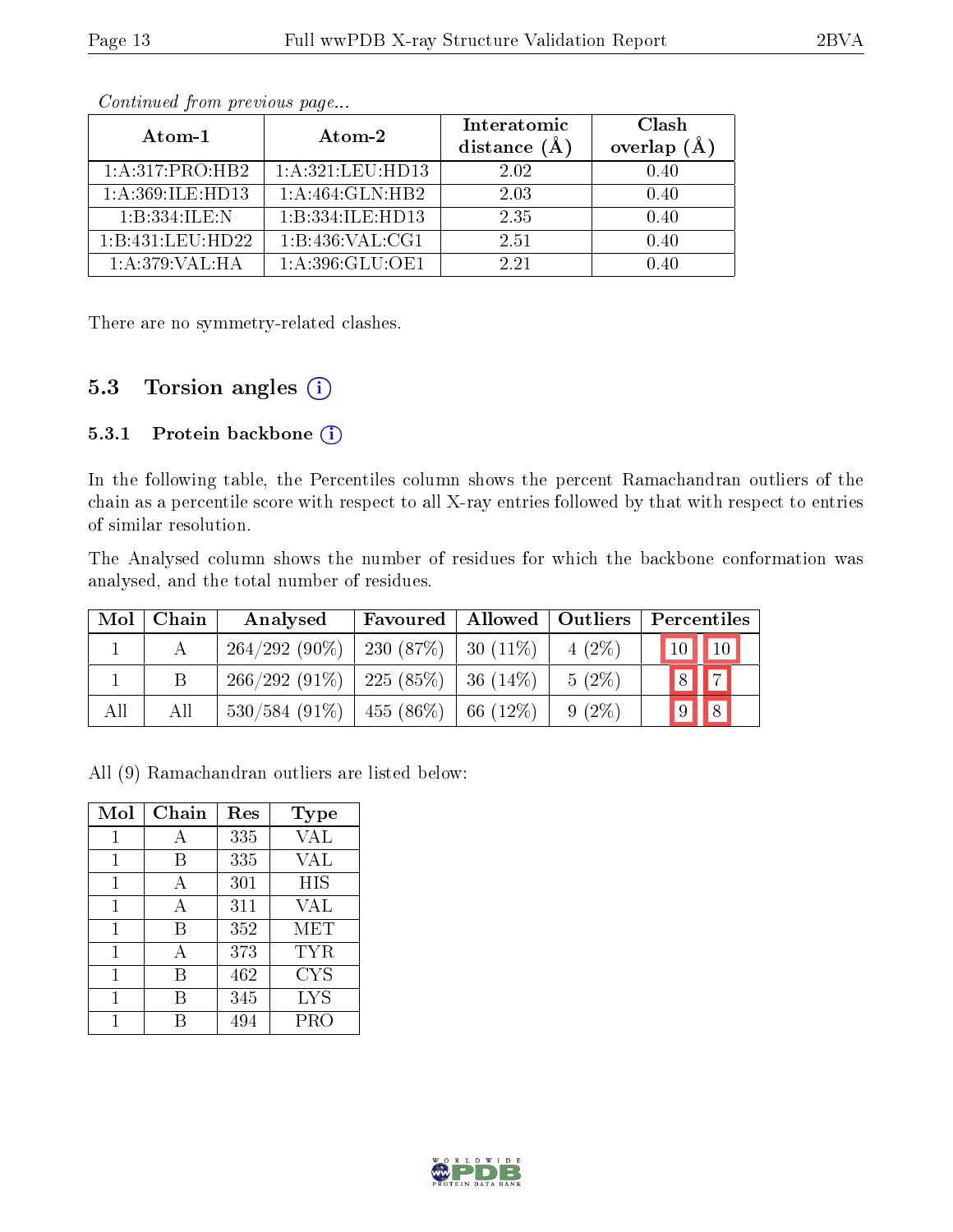*Continued from previous page...*

| Atom-1 | Atom-2 | Interatomic distance (Å) | Clash overlap (Å) |
|---|---|---|---|
| 1:A:317:PRO:HB2 | 1:A:321:LEU:HD13 | 2.02 | 0.40 |
| 1:A:369:ILE:HD13 | 1:A:464:GLN:HB2 | 2.03 | 0.40 |
| 1:B:334:ILE:N | 1:B:334:ILE:HD13 | 2.35 | 0.40 |
| 1:B:431:LEU:HD22 | 1:B:436:VAL:CG1 | 2.51 | 0.40 |
| 1:A:379:VAL:HA | 1:A:396:GLU:OE1 | 2.21 | 0.40 |

There are no symmetry-related clashes.

## 5.3 Torsion angles

### 5.3.1 Protein backbone

In the following table, the Percentiles column shows the percent Ramachandran outliers of the chain as a percentile score with respect to all X-ray entries followed by that with respect to entries of similar resolution.

The Analysed column shows the number of residues for which the backbone conformation was analysed, and the total number of residues.

| Mol | Chain | Analysed | Favoured | Allowed | Outliers | Percentiles | |
|---|---|---|---|---|---|---|---|
| 1 | A | 264/292 (90%) | 230 (87%) | 30 (11%) | 4 (2%) | 10 | 10 |
| 1 | B | 266/292 (91%) | 225 (85%) | 36 (14%) | 5 (2%) | 8 | 7 |
| All | All | 530/584 (91%) | 455 (86%) | 66 (12%) | 9 (2%) | 9 | 8 |

All (9) Ramachandran outliers are listed below:

| Mol | Chain | Res | Type |
|---|---|---|---|
| 1 | A | 335 | VAL |
| 1 | B | 335 | VAL |
| 1 | A | 301 | HIS |
| 1 | A | 311 | VAL |
| 1 | B | 352 | MET |
| 1 | A | 373 | TYR |
| 1 | B | 462 | CYS |
| 1 | B | 345 | LYS |
| 1 | B | 494 | PRO |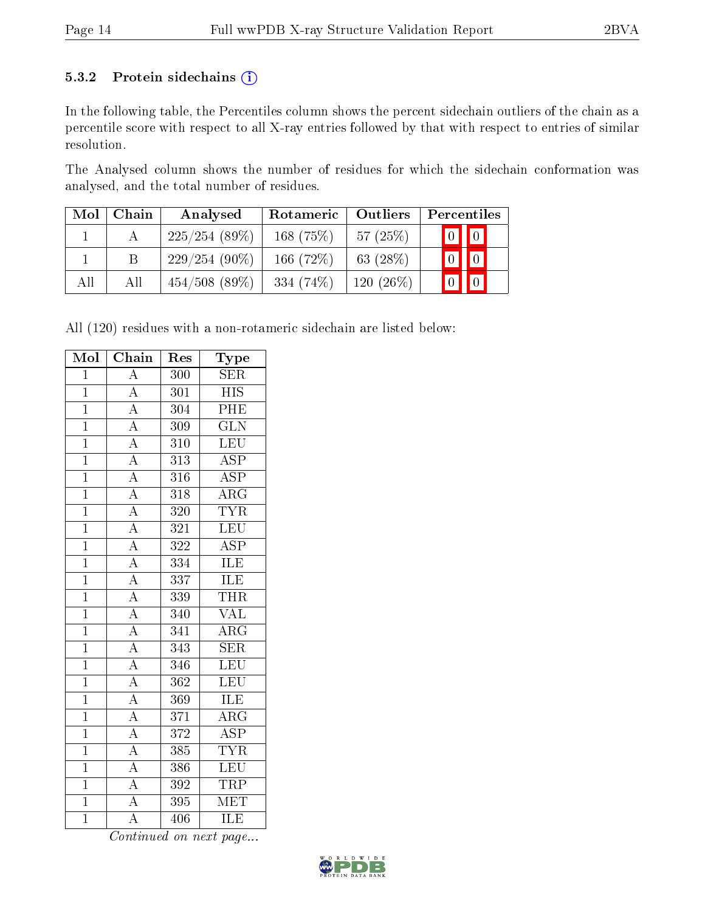### 5.3.2 Protein sidechains (i)

In the following table, the Percentiles column shows the percent sidechain outliers of the chain as a percentile score with respect to all X-ray entries followed by that with respect to entries of similar resolution.

The Analysed column shows the number of residues for which the sidechain conformation was analysed, and the total number of residues.

| Mol | Chain | Analysed | Rotameric | Outliers | Percentiles | |
|---|---|---|---|---|---|---|
| 1 | A | 225/254 (89%) | 168 (75%) | 57 (25%) | 0 | 0 |
| 1 | B | 229/254 (90%) | 166 (72%) | 63 (28%) | 0 | 0 |
| All | All | 454/508 (89%) | 334 (74%) | 120 (26%) | 0 | 0 |

All (120) residues with a non-rotameric sidechain are listed below:

| Mol | Chain | Res | Type |
|---|---|---|---|
| 1 | A | 300 | SER |
| 1 | A | 301 | HIS |
| 1 | A | 304 | PHE |
| 1 | A | 309 | GLN |
| 1 | A | 310 | LEU |
| 1 | A | 313 | ASP |
| 1 | A | 316 | ASP |
| 1 | A | 318 | ARG |
| 1 | A | 320 | TYR |
| 1 | A | 321 | LEU |
| 1 | A | 322 | ASP |
| 1 | A | 334 | ILE |
| 1 | A | 337 | ILE |
| 1 | A | 339 | THR |
| 1 | A | 340 | VAL |
| 1 | A | 341 | ARG |
| 1 | A | 343 | SER |
| 1 | A | 346 | LEU |
| 1 | A | 362 | LEU |
| 1 | A | 369 | ILE |
| 1 | A | 371 | ARG |
| 1 | A | 372 | ASP |
| 1 | A | 385 | TYR |
| 1 | A | 386 | LEU |
| 1 | A | 392 | TRP |
| 1 | A | 395 | MET |
| 1 | A | 406 | ILE |

*Continued on next page...*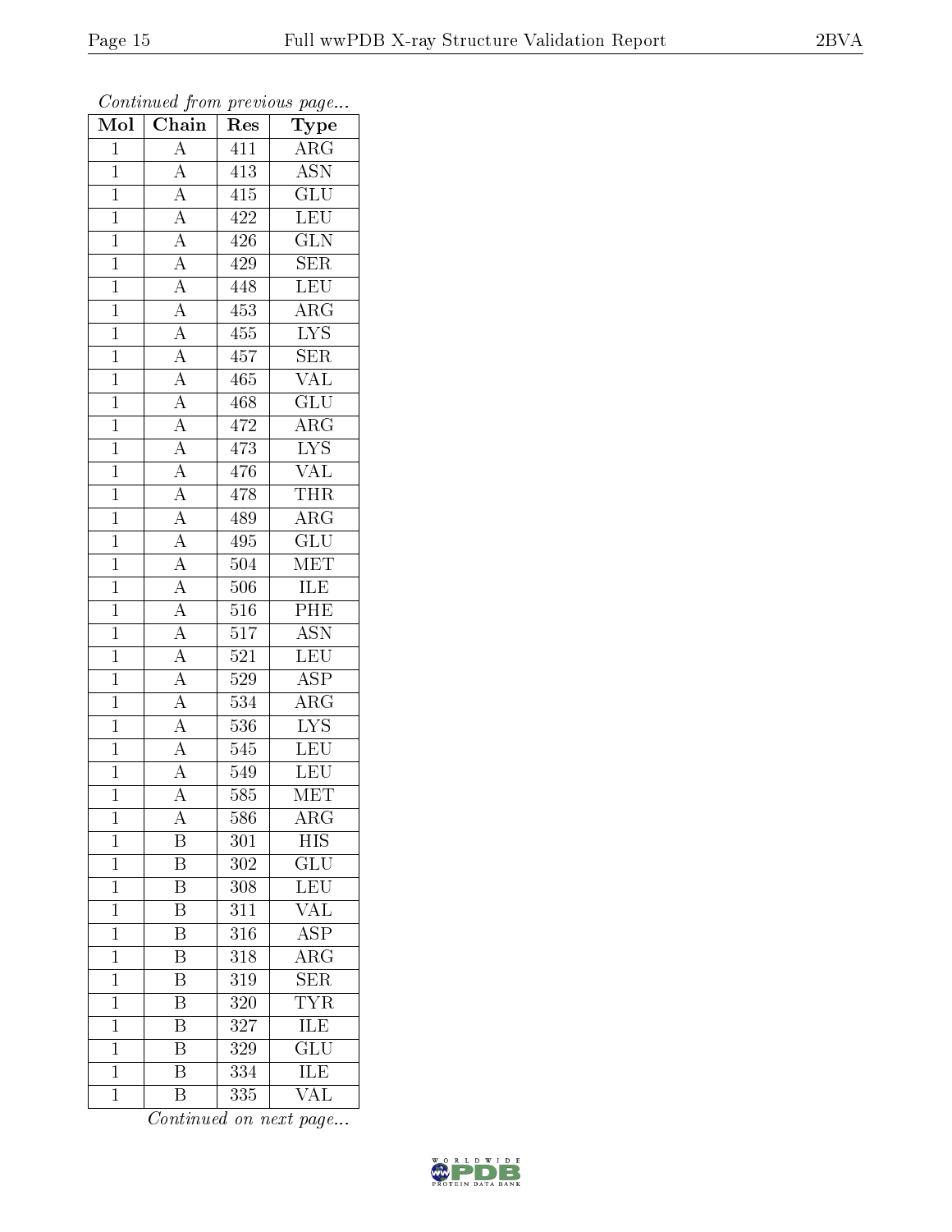*Continued from previous page...*

| Mol | Chain | Res | Type |
|---|---|---|---|
| 1 | A | 411 | ARG |
| 1 | A | 413 | ASN |
| 1 | A | 415 | GLU |
| 1 | A | 422 | LEU |
| 1 | A | 426 | GLN |
| 1 | A | 429 | SER |
| 1 | A | 448 | LEU |
| 1 | A | 453 | ARG |
| 1 | A | 455 | LYS |
| 1 | A | 457 | SER |
| 1 | A | 465 | VAL |
| 1 | A | 468 | GLU |
| 1 | A | 472 | ARG |
| 1 | A | 473 | LYS |
| 1 | A | 476 | VAL |
| 1 | A | 478 | THR |
| 1 | A | 489 | ARG |
| 1 | A | 495 | GLU |
| 1 | A | 504 | MET |
| 1 | A | 506 | ILE |
| 1 | A | 516 | PHE |
| 1 | A | 517 | ASN |
| 1 | A | 521 | LEU |
| 1 | A | 529 | ASP |
| 1 | A | 534 | ARG |
| 1 | A | 536 | LYS |
| 1 | A | 545 | LEU |
| 1 | A | 549 | LEU |
| 1 | A | 585 | MET |
| 1 | A | 586 | ARG |
| 1 | B | 301 | HIS |
| 1 | B | 302 | GLU |
| 1 | B | 308 | LEU |
| 1 | B | 311 | VAL |
| 1 | B | 316 | ASP |
| 1 | B | 318 | ARG |
| 1 | B | 319 | SER |
| 1 | B | 320 | TYR |
| 1 | B | 327 | ILE |
| 1 | B | 329 | GLU |
| 1 | B | 334 | ILE |
| 1 | B | 335 | VAL |

*Continued on next page...*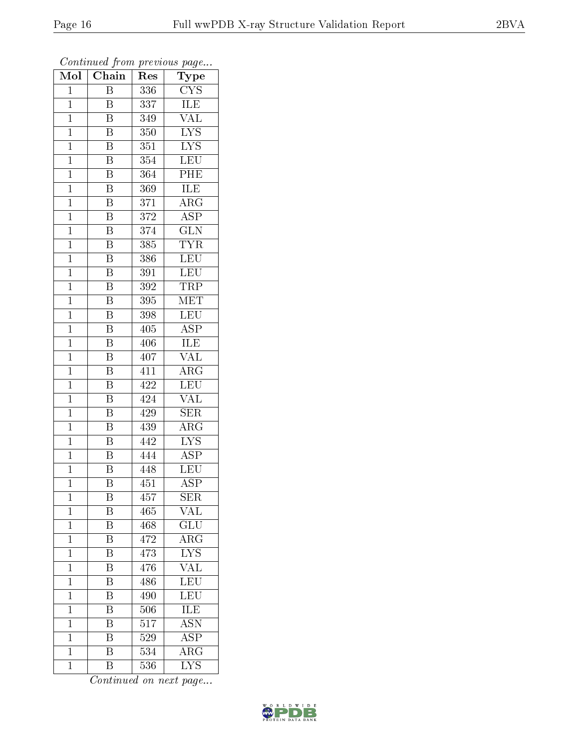*Continued from previous page...*

| Mol | Chain | Res | Type |
|---|---|---|---|
| 1 | B | 336 | CYS |
| 1 | B | 337 | ILE |
| 1 | B | 349 | VAL |
| 1 | B | 350 | LYS |
| 1 | B | 351 | LYS |
| 1 | B | 354 | LEU |
| 1 | B | 364 | PHE |
| 1 | B | 369 | ILE |
| 1 | B | 371 | ARG |
| 1 | B | 372 | ASP |
| 1 | B | 374 | GLN |
| 1 | B | 385 | TYR |
| 1 | B | 386 | LEU |
| 1 | B | 391 | LEU |
| 1 | B | 392 | TRP |
| 1 | B | 395 | MET |
| 1 | B | 398 | LEU |
| 1 | B | 405 | ASP |
| 1 | B | 406 | ILE |
| 1 | B | 407 | VAL |
| 1 | B | 411 | ARG |
| 1 | B | 422 | LEU |
| 1 | B | 424 | VAL |
| 1 | B | 429 | SER |
| 1 | B | 439 | ARG |
| 1 | B | 442 | LYS |
| 1 | B | 444 | ASP |
| 1 | B | 448 | LEU |
| 1 | B | 451 | ASP |
| 1 | B | 457 | SER |
| 1 | B | 465 | VAL |
| 1 | B | 468 | GLU |
| 1 | B | 472 | ARG |
| 1 | B | 473 | LYS |
| 1 | B | 476 | VAL |
| 1 | B | 486 | LEU |
| 1 | B | 490 | LEU |
| 1 | B | 506 | ILE |
| 1 | B | 517 | ASN |
| 1 | B | 529 | ASP |
| 1 | B | 534 | ARG |
| 1 | B | 536 | LYS |

*Continued on next page...*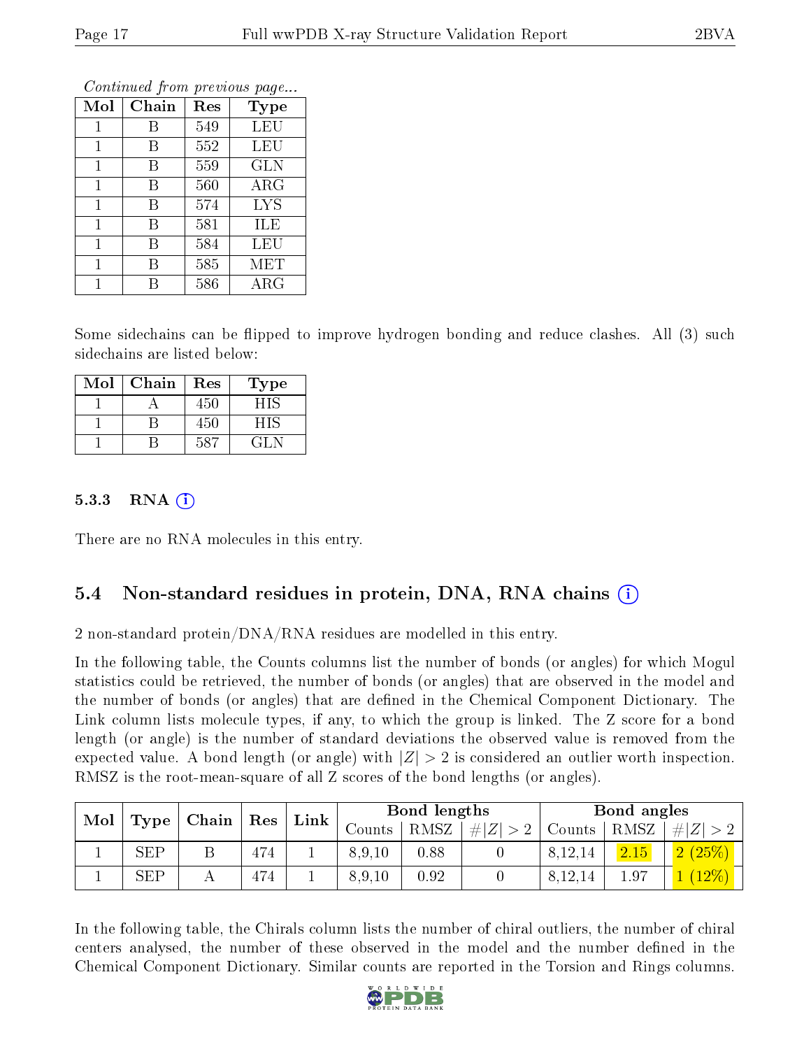*Continued from previous page...*

| Mol | Chain | Res | Type |
|---|---|---|---|
| 1 | B | 549 | LEU |
| 1 | B | 552 | LEU |
| 1 | B | 559 | GLN |
| 1 | B | 560 | ARG |
| 1 | B | 574 | LYS |
| 1 | B | 581 | ILE |
| 1 | B | 584 | LEU |
| 1 | B | 585 | MET |
| 1 | B | 586 | ARG |

Some sidechains can be flipped to improve hydrogen bonding and reduce clashes. All (3) such sidechains are listed below:

| Mol | Chain | Res | Type |
|---|---|---|---|
| 1 | A | 450 | HIS |
| 1 | B | 450 | HIS |
| 1 | B | 587 | GLN |

### 5.3.3 RNA

There are no RNA molecules in this entry.

## 5.4 Non-standard residues in protein, DNA, RNA chains

2 non-standard protein/DNA/RNA residues are modelled in this entry.

In the following table, the Counts columns list the number of bonds (or angles) for which Mogul statistics could be retrieved, the number of bonds (or angles) that are observed in the model and the number of bonds (or angles) that are defined in the Chemical Component Dictionary. The Link column lists molecule types, if any, to which the group is linked. The Z score for a bond length (or angle) is the number of standard deviations the observed value is removed from the expected value. A bond length (or angle) with $|Z| > 2$ is considered an outlier worth inspection. RMSZ is the root-mean-square of all Z scores of the bond lengths (or angles).

| Mol | Type | Chain | Res | Link | Bond lengths | | | Bond angles | | |
|---|---|---|---|---|---|---|---|---|---|---|
| | | | | | Counts | RMSZ | $\#\|Z\| > 2$ | Counts | RMSZ | $\#\|Z\| > 2$ |
| 1 | SEP | B | 474 | 1 | 8,9,10 | 0.88 | 0 | 8,12,14 | 2.15 | 2 (25%) |
| 1 | SEP | A | 474 | 1 | 8,9,10 | 0.92 | 0 | 8,12,14 | 1.97 | 1 (12%) |

In the following table, the Chirals column lists the number of chiral outliers, the number of chiral centers analysed, the number of these observed in the model and the number defined in the Chemical Component Dictionary. Similar counts are reported in the Torsion and Rings columns.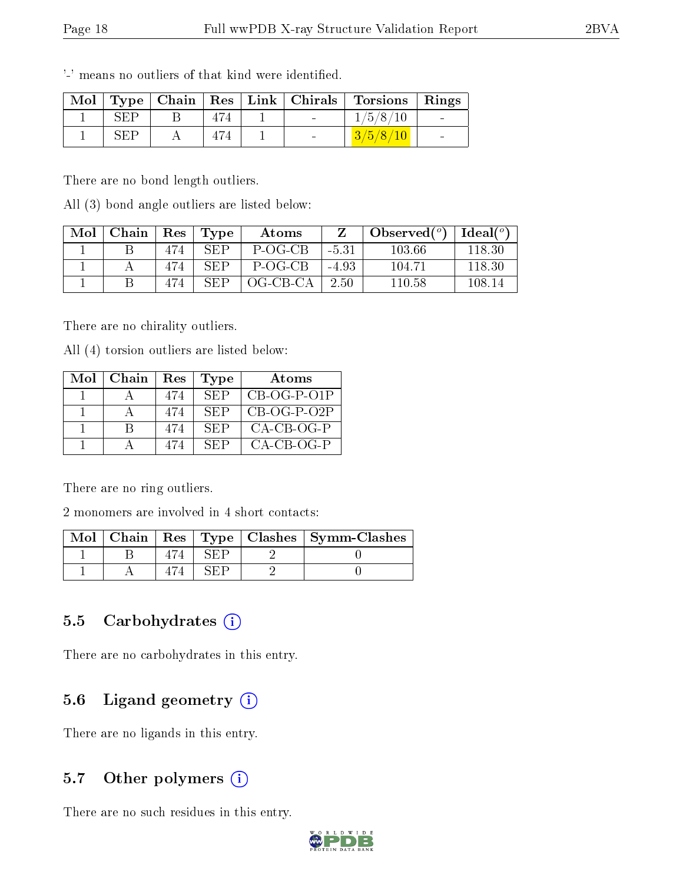'-' means no outliers of that kind were identified.

| Mol | Type | Chain | Res | Link | Chirals | Torsions | Rings |
|---|---|---|---|---|---|---|---|
| 1 | SEP | B | 474 | 1 | - | 1/5/8/10 | - |
| 1 | SEP | A | 474 | 1 | - | 3/5/8/10 | - |

There are no bond length outliers.

All (3) bond angle outliers are listed below:

| Mol | Chain | Res | Type | Atoms | Z | Observed(°) | Ideal(°) |
|---|---|---|---|---|---|---|---|
| 1 | B | 474 | SEP | P-OG-CB | -5.31 | 103.66 | 118.30 |
| 1 | A | 474 | SEP | P-OG-CB | -4.93 | 104.71 | 118.30 |
| 1 | B | 474 | SEP | OG-CB-CA | 2.50 | 110.58 | 108.14 |

There are no chirality outliers.

All (4) torsion outliers are listed below:

| Mol | Chain | Res | Type | Atoms |
|---|---|---|---|---|
| 1 | A | 474 | SEP | CB-OG-P-O1P |
| 1 | A | 474 | SEP | CB-OG-P-O2P |
| 1 | B | 474 | SEP | CA-CB-OG-P |
| 1 | A | 474 | SEP | CA-CB-OG-P |

There are no ring outliers.

2 monomers are involved in 4 short contacts:

| Mol | Chain | Res | Type | Clashes | Symm-Clashes |
|---|---|---|---|---|---|
| 1 | B | 474 | SEP | 2 | 0 |
| 1 | A | 474 | SEP | 2 | 0 |

### 5.5 Carbohydrates

There are no carbohydrates in this entry.

### 5.6 Ligand geometry

There are no ligands in this entry.

### 5.7 Other polymers

There are no such residues in this entry.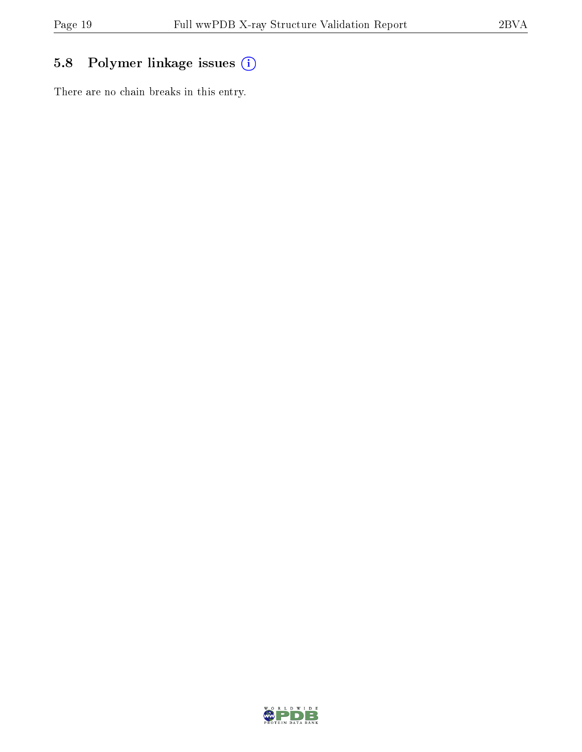## 5.8 Polymer linkage issues

There are no chain breaks in this entry.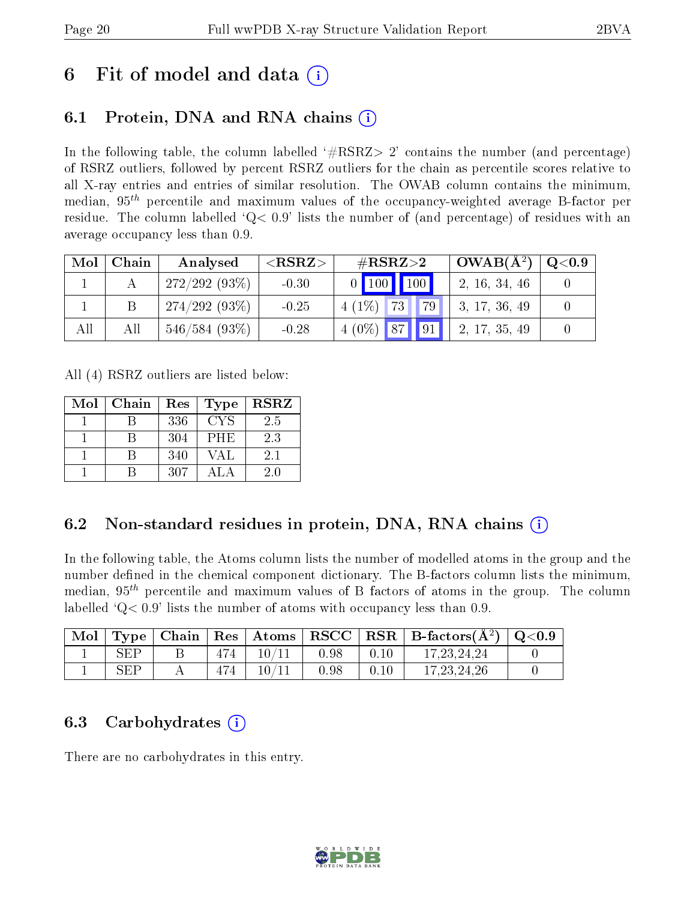# 6 Fit of model and data (i)

## 6.1 Protein, DNA and RNA chains (i)

In the following table, the column labelled '#RSRZ> 2' contains the number (and percentage) of RSRZ outliers, followed by percent RSRZ outliers for the chain as percentile scores relative to all X-ray entries and entries of similar resolution. The OWAB column contains the minimum, median, $95^{th}$ percentile and maximum values of the occupancy-weighted average B-factor per residue. The column labelled 'Q< 0.9' lists the number of (and percentage) of residues with an average occupancy less than 0.9.

| Mol | Chain | Analysed | <RSRZ> | #RSRZ>2 | | | OWAB(Å$^2$) | Q<0.9 |
|---|---|---|---|---|---|---|---|---|
| 1 | A | 272/292 (93%) | -0.30 | 0 | 100 | 100 | 2, 16, 34, 46 | 0 |
| 1 | B | 274/292 (93%) | -0.25 | 4 (1%) | 73 | 79 | 3, 17, 36, 49 | 0 |
| All | All | 546/584 (93%) | -0.28 | 4 (0%) | 87 | 91 | 2, 17, 35, 49 | 0 |

All (4) RSRZ outliers are listed below:

| Mol | Chain | Res | Type | RSRZ |
|---|---|---|---|---|
| 1 | B | 336 | CYS | 2.5 |
| 1 | B | 304 | PHE | 2.3 |
| 1 | B | 340 | VAL | 2.1 |
| 1 | B | 307 | ALA | 2.0 |

## 6.2 Non-standard residues in protein, DNA, RNA chains (i)

In the following table, the Atoms column lists the number of modelled atoms in the group and the number defined in the chemical component dictionary. The B-factors column lists the minimum, median, $95^{th}$ percentile and maximum values of B factors of atoms in the group. The column labelled 'Q< 0.9' lists the number of atoms with occupancy less than 0.9.

| Mol | Type | Chain | Res | Atoms | RSCC | RSR | B-factors(Å$^2$) | Q<0.9 |
|---|---|---|---|---|---|---|---|---|
| 1 | SEP | B | 474 | 10/11 | 0.98 | 0.10 | 17,23,24,24 | 0 |
| 1 | SEP | A | 474 | 10/11 | 0.98 | 0.10 | 17,23,24,26 | 0 |

## 6.3 Carbohydrates (i)

There are no carbohydrates in this entry.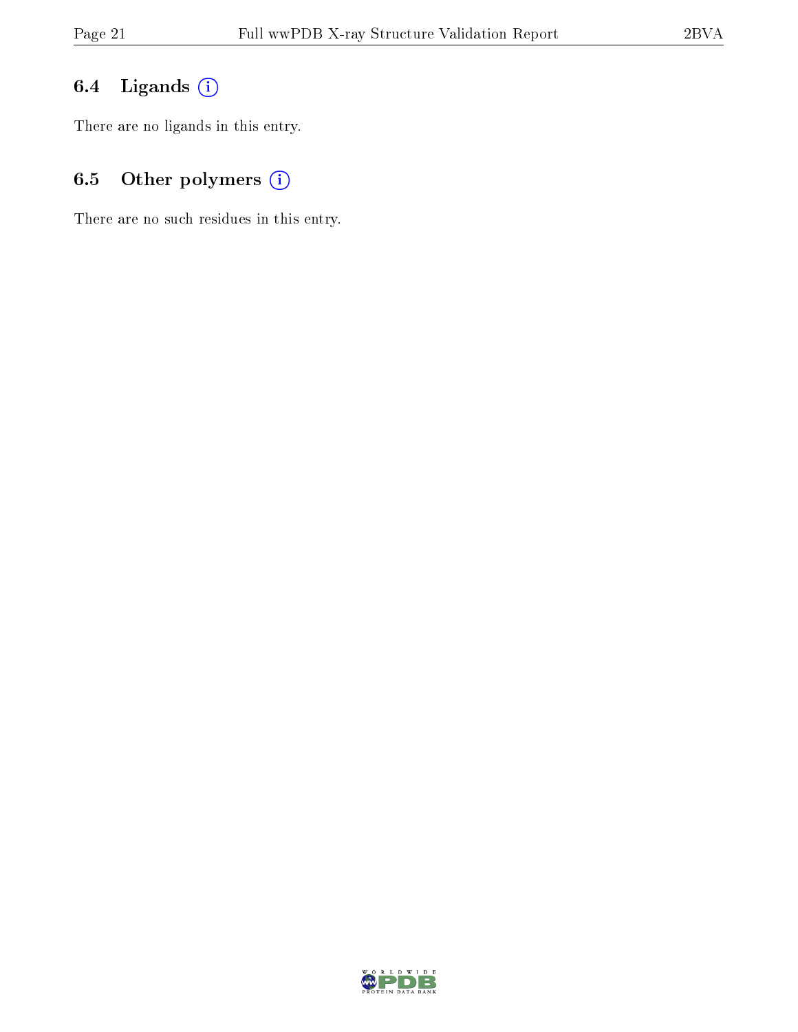### 6.4 Ligands

There are no ligands in this entry.

### 6.5 Other polymers

There are no such residues in this entry.